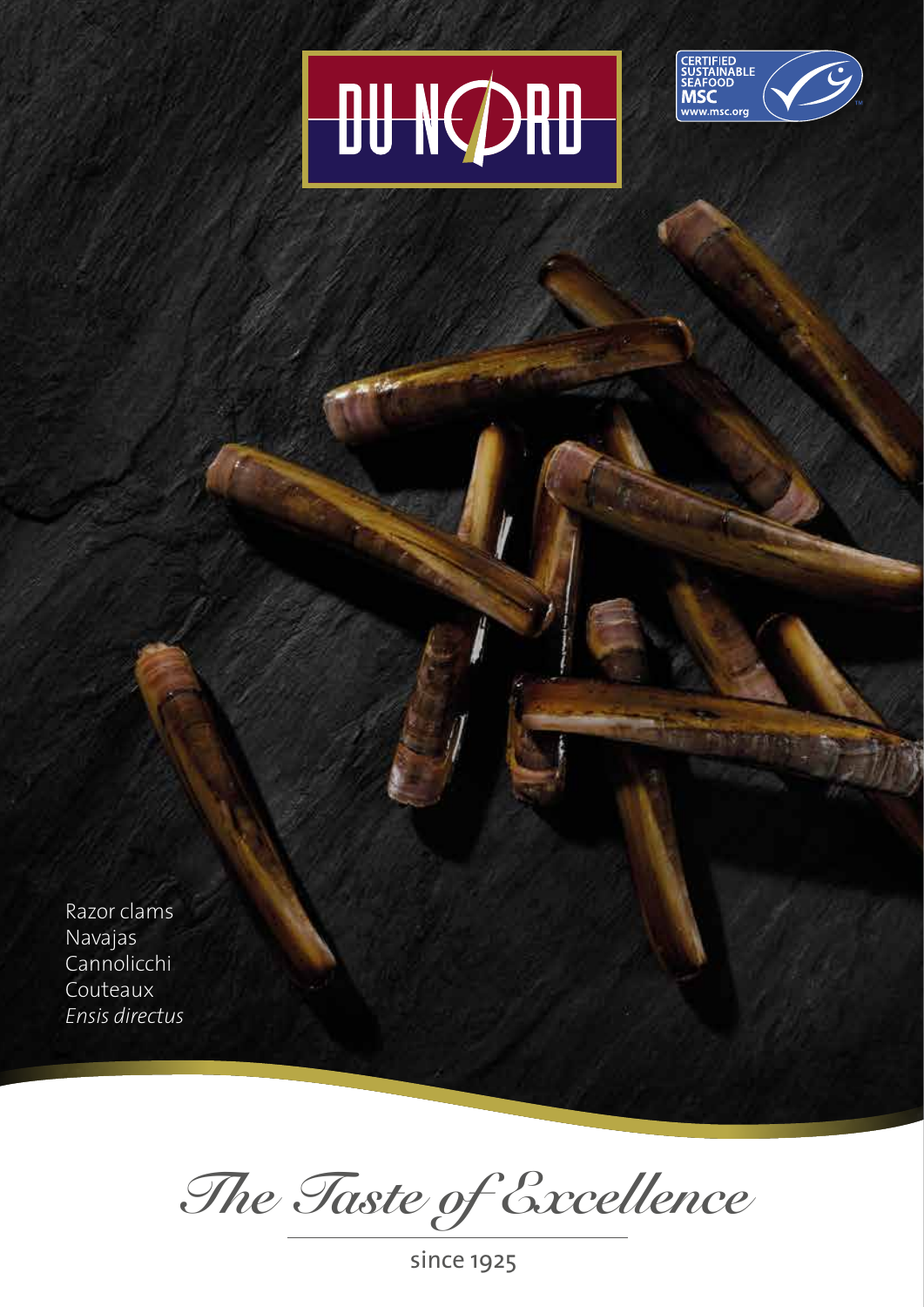DU NORD

CERTIFIED SUSTAINABLE SEAFOOD MSC www.msc.org

Razor clams
Navajas
Cannolicchi
Couteaux
*Ensis directus*

*The Taste of Excellence*

since 1925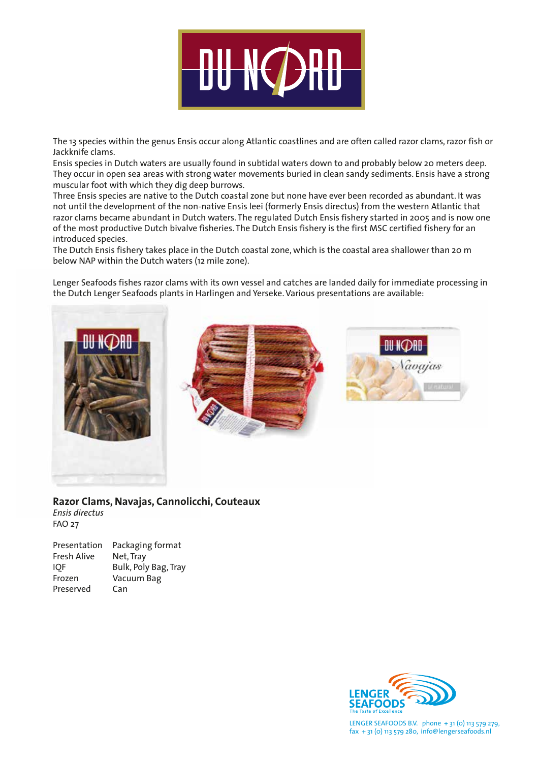The 13 species within the genus Ensis occur along Atlantic coastlines and are often called razor clams, razor fish or Jackknife clams.
Ensis species in Dutch waters are usually found in subtidal waters down to and probably below 20 meters deep. They occur in open sea areas with strong water movements buried in clean sandy sediments. Ensis have a strong muscular foot with which they dig deep burrows.
Three Ensis species are native to the Dutch coastal zone but none have ever been recorded as abundant. It was not until the development of the non-native Ensis leei (formerly Ensis directus) from the western Atlantic that razor clams became abundant in Dutch waters. The regulated Dutch Ensis fishery started in 2005 and is now one of the most productive Dutch bivalve fisheries. The Dutch Ensis fishery is the first MSC certified fishery for an introduced species.
The Dutch Ensis fishery takes place in the Dutch coastal zone, which is the coastal area shallower than 20 m below NAP within the Dutch waters (12 mile zone).

Lenger Seafoods fishes razor clams with its own vessel and catches are landed daily for immediate processing in the Dutch Lenger Seafoods plants in Harlingen and Yerseke. Various presentations are available:

**Razor Clams, Navajas, Cannolicchi, Couteaux**
*Ensis directus*
FAO 27

| Presentation | Packaging format |
|---|---|
| Fresh Alive | Net, Tray |
| IQF | Bulk, Poly Bag, Tray |
| Frozen | Vacuum Bag |
| Preserved | Can |

LENGER SEAFOODS B.V. phone + 31 (0) 113 579 279, fax + 31 (0) 113 579 280, info@lengerseafoods.nl